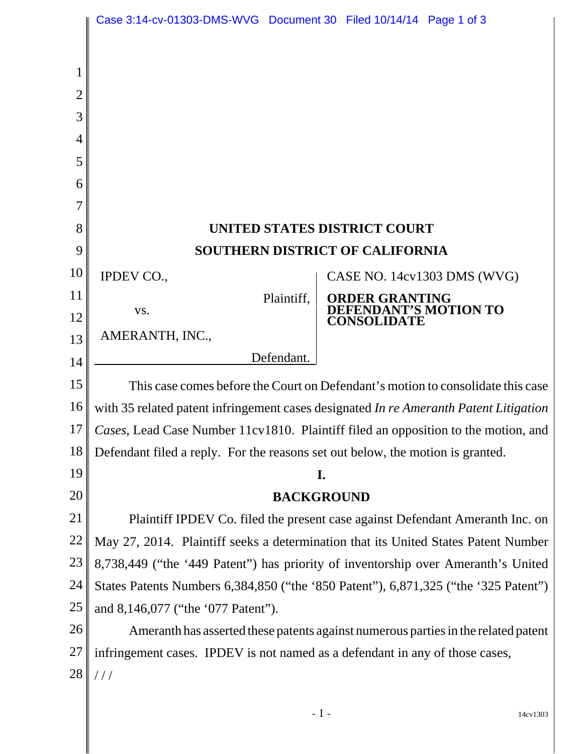# UNITED STATES DISTRICT COURT
# SOUTHERN DISTRICT OF CALIFORNIA

| | |
|---|---|
| IPDEV CO., Plaintiff, vs. AMERANTH, INC., Defendant. | CASE NO. 14cv1303 DMS (WVG) **ORDER GRANTING DEFENDANT'S MOTION TO CONSOLIDATE** |

This case comes before the Court on Defendant's motion to consolidate this case with 35 related patent infringement cases designated *In re Ameranth Patent Litigation Cases*, Lead Case Number 11cv1810. Plaintiff filed an opposition to the motion, and Defendant filed a reply. For the reasons set out below, the motion is granted.

## I.
## BACKGROUND

Plaintiff IPDEV Co. filed the present case against Defendant Ameranth Inc. on May 27, 2014. Plaintiff seeks a determination that its United States Patent Number 8,738,449 ("the '449 Patent") has priority of inventorship over Ameranth's United States Patents Numbers 6,384,850 ("the '850 Patent"), 6,871,325 ("the '325 Patent") and 8,146,077 ("the '077 Patent").

Ameranth has asserted these patents against numerous parties in the related patent infringement cases. IPDEV is not named as a defendant in any of those cases,

/ / /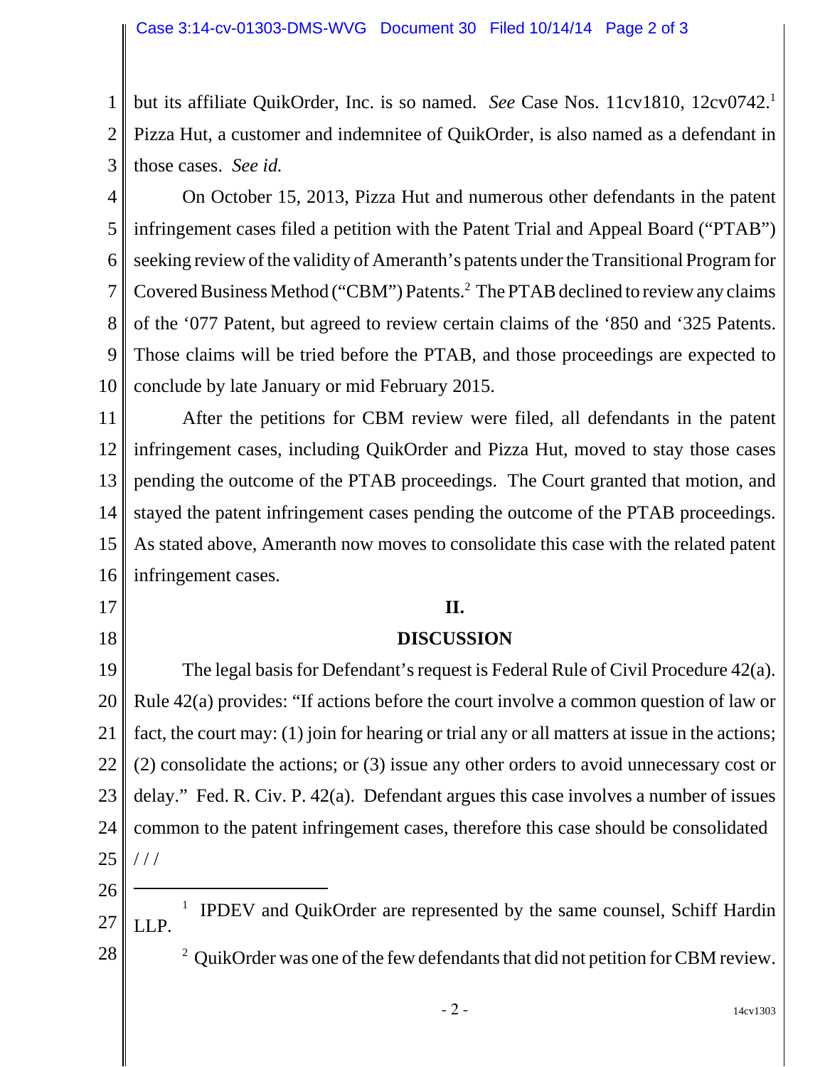but its affiliate QuikOrder, Inc. is so named. *See* Case Nos. 11cv1810, 12cv0742.[1] Pizza Hut, a customer and indemnitee of QuikOrder, is also named as a defendant in those cases. *See id.*

On October 15, 2013, Pizza Hut and numerous other defendants in the patent infringement cases filed a petition with the Patent Trial and Appeal Board ("PTAB") seeking review of the validity of Ameranth's patents under the Transitional Program for Covered Business Method ("CBM") Patents.[2] The PTAB declined to review any claims of the '077 Patent, but agreed to review certain claims of the '850 and '325 Patents. Those claims will be tried before the PTAB, and those proceedings are expected to conclude by late January or mid February 2015.

After the petitions for CBM review were filed, all defendants in the patent infringement cases, including QuikOrder and Pizza Hut, moved to stay those cases pending the outcome of the PTAB proceedings. The Court granted that motion, and stayed the patent infringement cases pending the outcome of the PTAB proceedings. As stated above, Ameranth now moves to consolidate this case with the related patent infringement cases.

## II.

## DISCUSSION

The legal basis for Defendant's request is Federal Rule of Civil Procedure 42(a). Rule 42(a) provides: "If actions before the court involve a common question of law or fact, the court may: (1) join for hearing or trial any or all matters at issue in the actions; (2) consolidate the actions; or (3) issue any other orders to avoid unnecessary cost or delay." Fed. R. Civ. P. 42(a). Defendant argues this case involves a number of issues common to the patent infringement cases, therefore this case should be consolidated

/ / /

---

[1] IPDEV and QuikOrder are represented by the same counsel, Schiff Hardin LLP.

[2] QuikOrder was one of the few defendants that did not petition for CBM review.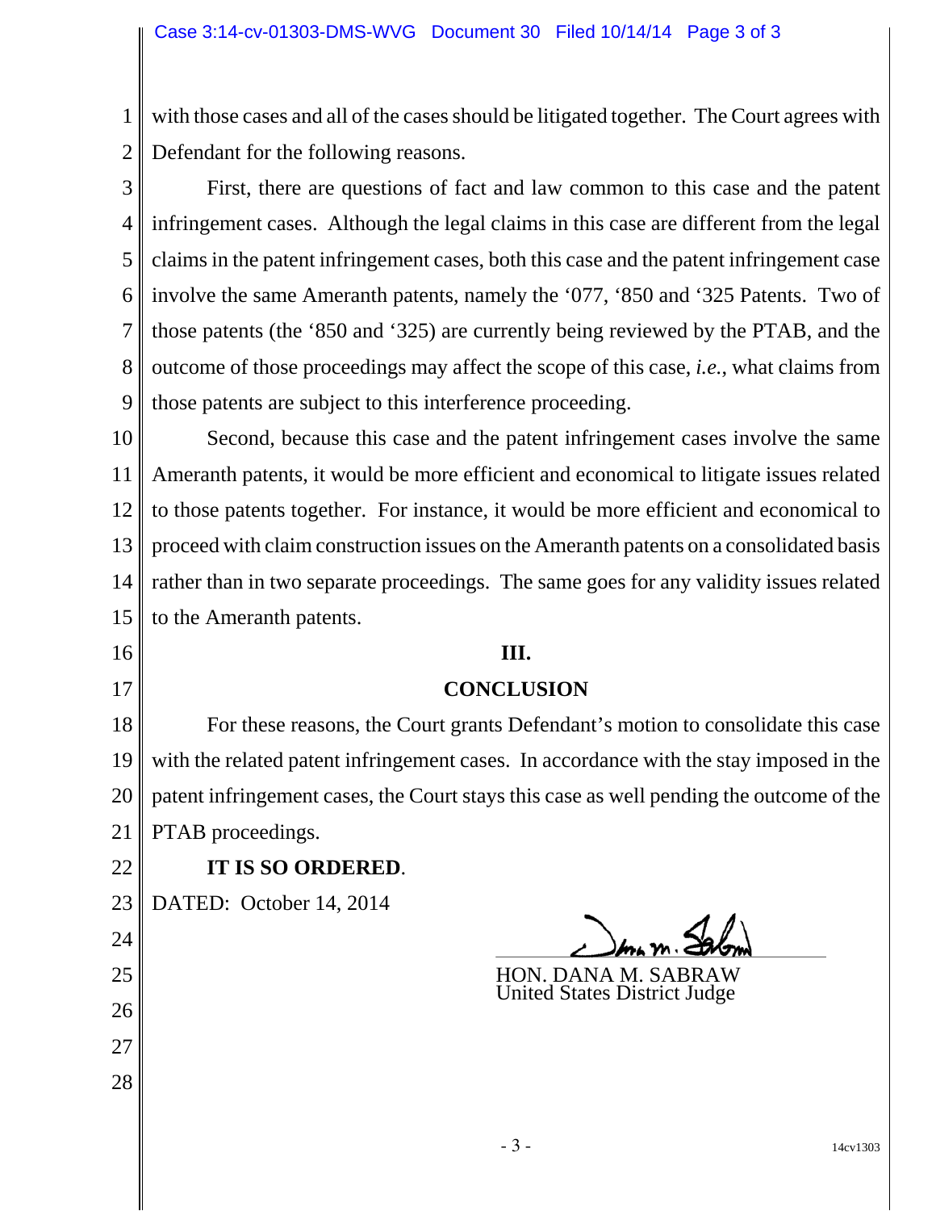with those cases and all of the cases should be litigated together. The Court agrees with Defendant for the following reasons.

First, there are questions of fact and law common to this case and the patent infringement cases. Although the legal claims in this case are different from the legal claims in the patent infringement cases, both this case and the patent infringement case involve the same Ameranth patents, namely the '077, '850 and '325 Patents. Two of those patents (the '850 and '325) are currently being reviewed by the PTAB, and the outcome of those proceedings may affect the scope of this case, *i.e.*, what claims from those patents are subject to this interference proceeding.

Second, because this case and the patent infringement cases involve the same Ameranth patents, it would be more efficient and economical to litigate issues related to those patents together. For instance, it would be more efficient and economical to proceed with claim construction issues on the Ameranth patents on a consolidated basis rather than in two separate proceedings. The same goes for any validity issues related to the Ameranth patents.

## III.

## CONCLUSION

For these reasons, the Court grants Defendant's motion to consolidate this case with the related patent infringement cases. In accordance with the stay imposed in the patent infringement cases, the Court stays this case as well pending the outcome of the PTAB proceedings.

**IT IS SO ORDERED**.

DATED: October 14, 2014

HON. DANA M. SABRAW
United States District Judge